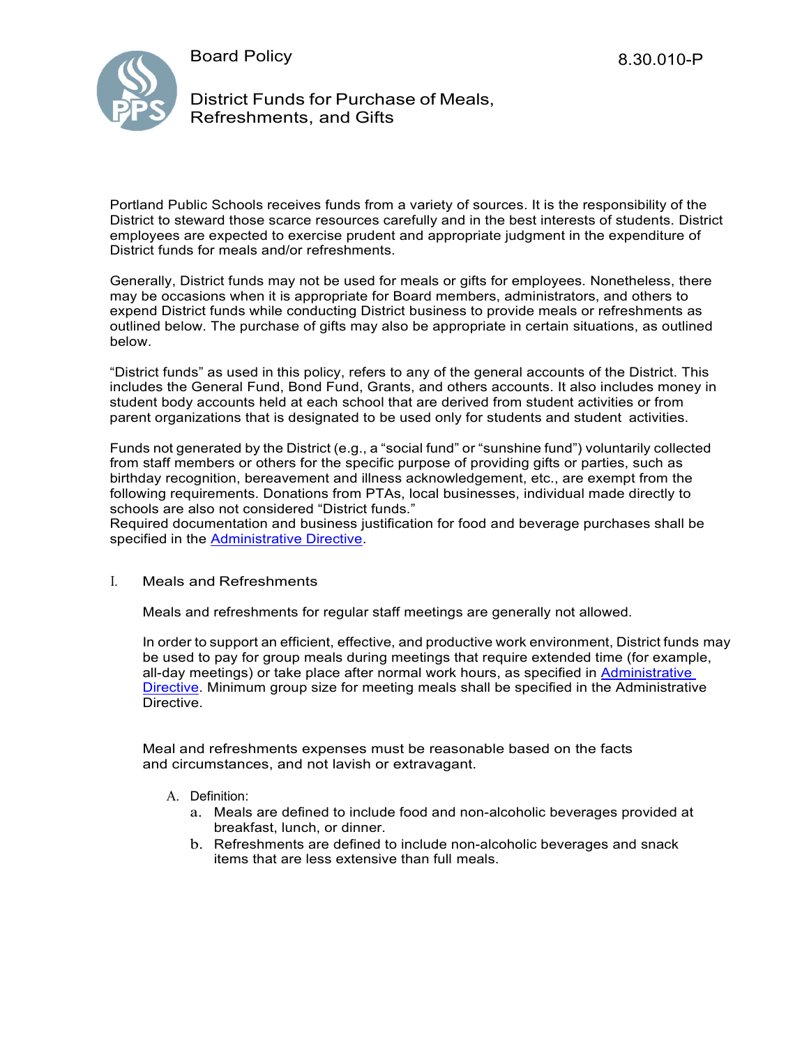Board Policy

8.30.010-P

# District Funds for Purchase of Meals, Refreshments, and Gifts

Portland Public Schools receives funds from a variety of sources. It is the responsibility of the District to steward those scarce resources carefully and in the best interests of students. District employees are expected to exercise prudent and appropriate judgment in the expenditure of District funds for meals and/or refreshments.

Generally, District funds may not be used for meals or gifts for employees. Nonetheless, there may be occasions when it is appropriate for Board members, administrators, and others to expend District funds while conducting District business to provide meals or refreshments as outlined below. The purchase of gifts may also be appropriate in certain situations, as outlined below.

"District funds" as used in this policy, refers to any of the general accounts of the District. This includes the General Fund, Bond Fund, Grants, and others accounts. It also includes money in student body accounts held at each school that are derived from student activities or from parent organizations that is designated to be used only for students and student activities.

Funds not generated by the District (e.g., a "social fund" or "sunshine fund") voluntarily collected from staff members or others for the specific purpose of providing gifts or parties, such as birthday recognition, bereavement and illness acknowledgement, etc., are exempt from the following requirements. Donations from PTAs, local businesses, individual made directly to schools are also not considered "District funds."
Required documentation and business justification for food and beverage purchases shall be specified in the [Administrative Directive](#).

## I. Meals and Refreshments

Meals and refreshments for regular staff meetings are generally not allowed.

In order to support an efficient, effective, and productive work environment, District funds may be used to pay for group meals during meetings that require extended time (for example, all-day meetings) or take place after normal work hours, as specified in [Administrative Directive](#). Minimum group size for meeting meals shall be specified in the Administrative Directive.

Meal and refreshments expenses must be reasonable based on the facts and circumstances, and not lavish or extravagant.

A. Definition:
   a. Meals are defined to include food and non-alcoholic beverages provided at breakfast, lunch, or dinner.
   b. Refreshments are defined to include non-alcoholic beverages and snack items that are less extensive than full meals.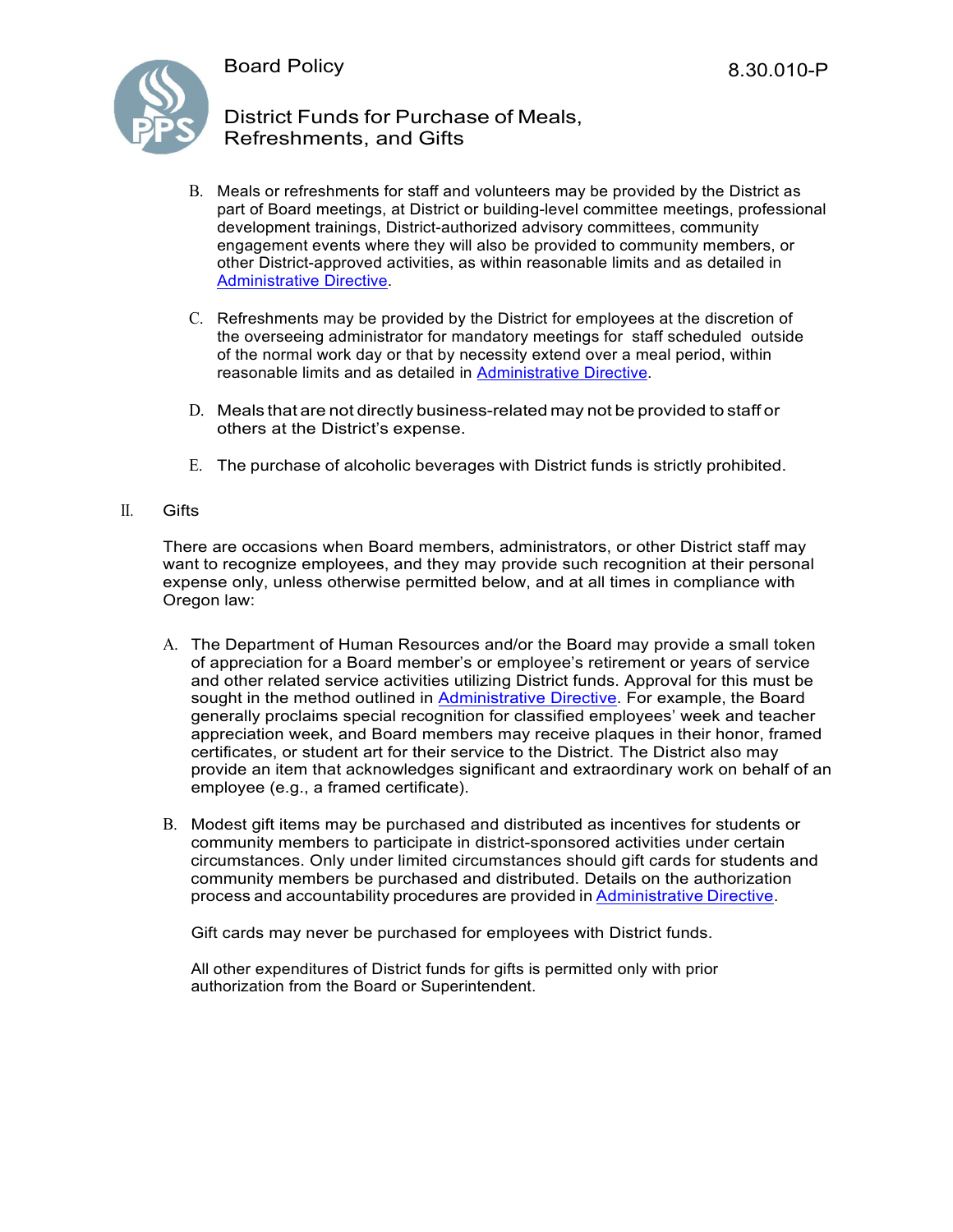B. Meals or refreshments for staff and volunteers may be provided by the District as part of Board meetings, at District or building-level committee meetings, professional development trainings, District-authorized advisory committees, community engagement events where they will also be provided to community members, or other District-approved activities, as within reasonable limits and as detailed in Administrative Directive.

C. Refreshments may be provided by the District for employees at the discretion of the overseeing administrator for mandatory meetings for staff scheduled outside of the normal work day or that by necessity extend over a meal period, within reasonable limits and as detailed in Administrative Directive.

D. Meals that are not directly business-related may not be provided to staff or others at the District's expense.

E. The purchase of alcoholic beverages with District funds is strictly prohibited.

## II. Gifts

There are occasions when Board members, administrators, or other District staff may want to recognize employees, and they may provide such recognition at their personal expense only, unless otherwise permitted below, and at all times in compliance with Oregon law:

A. The Department of Human Resources and/or the Board may provide a small token of appreciation for a Board member's or employee's retirement or years of service and other related service activities utilizing District funds. Approval for this must be sought in the method outlined in Administrative Directive. For example, the Board generally proclaims special recognition for classified employees' week and teacher appreciation week, and Board members may receive plaques in their honor, framed certificates, or student art for their service to the District. The District also may provide an item that acknowledges significant and extraordinary work on behalf of an employee (e.g., a framed certificate).

B. Modest gift items may be purchased and distributed as incentives for students or community members to participate in district-sponsored activities under certain circumstances. Only under limited circumstances should gift cards for students and community members be purchased and distributed. Details on the authorization process and accountability procedures are provided in Administrative Directive.

   Gift cards may never be purchased for employees with District funds.

   All other expenditures of District funds for gifts is permitted only with prior authorization from the Board or Superintendent.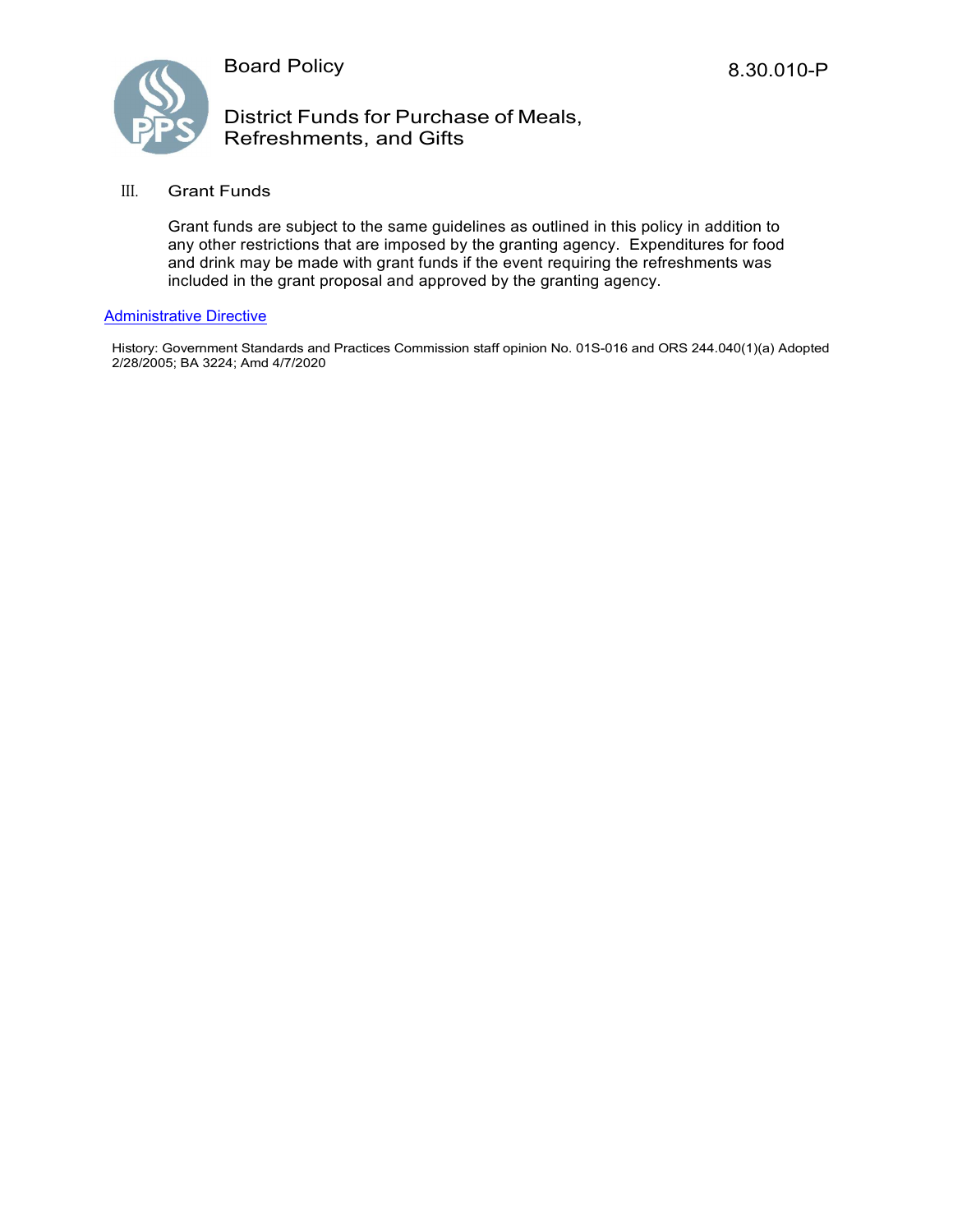III. Grant Funds

Grant funds are subject to the same guidelines as outlined in this policy in addition to any other restrictions that are imposed by the granting agency. Expenditures for food and drink may be made with grant funds if the event requiring the refreshments was included in the grant proposal and approved by the granting agency.

Administrative Directive

History: Government Standards and Practices Commission staff opinion No. 01S-016 and ORS 244.040(1)(a) Adopted 2/28/2005; BA 3224; Amd 4/7/2020